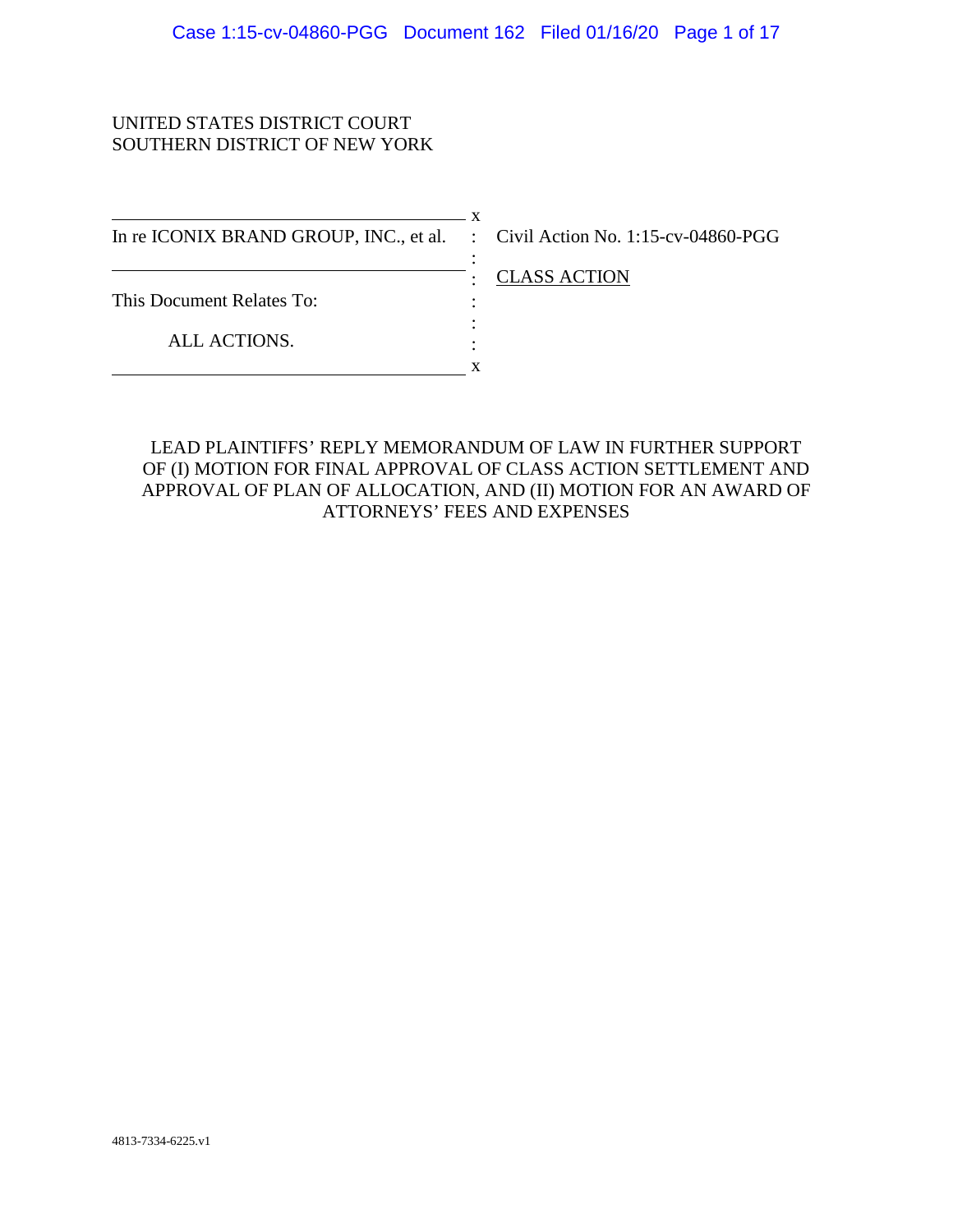UNITED STATES DISTRICT COURT
SOUTHERN DISTRICT OF NEW YORK

| | | |
|---|---|---|
| In re ICONIX BRAND GROUP, INC., et al. | : | Civil Action No. 1:15-cv-04860-PGG |
| | : | CLASS ACTION |
| This Document Relates To: | : | |
| ALL ACTIONS. | : | |

LEAD PLAINTIFFS' REPLY MEMORANDUM OF LAW IN FURTHER SUPPORT OF (I) MOTION FOR FINAL APPROVAL OF CLASS ACTION SETTLEMENT AND APPROVAL OF PLAN OF ALLOCATION, AND (II) MOTION FOR AN AWARD OF ATTORNEYS' FEES AND EXPENSES

4813-7334-6225.v1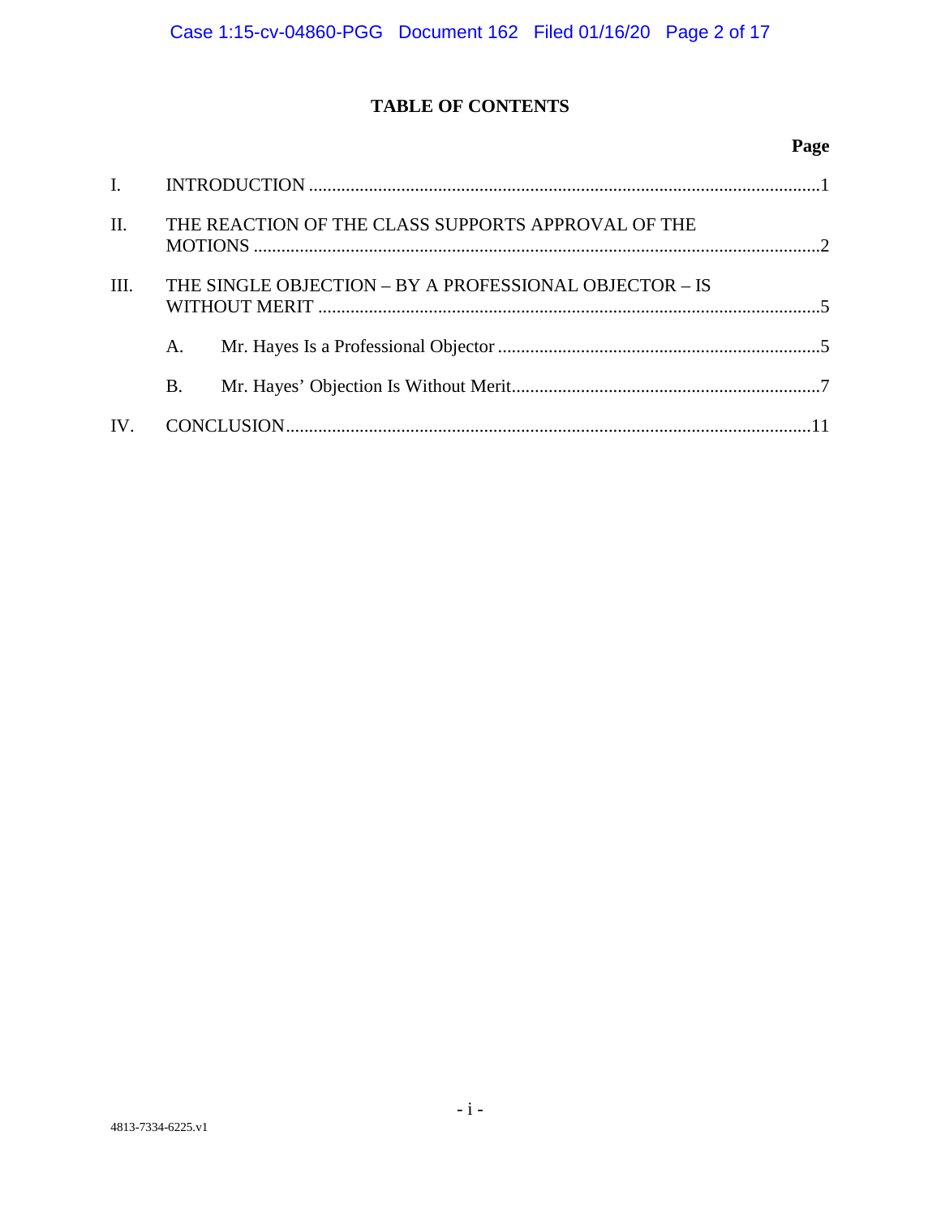# TABLE OF CONTENTS

| | | Page |
|---|---|---|
| I. | INTRODUCTION | 1 |
| II. | THE REACTION OF THE CLASS SUPPORTS APPROVAL OF THE MOTIONS | 2 |
| III. | THE SINGLE OBJECTION – BY A PROFESSIONAL OBJECTOR – IS WITHOUT MERIT | 5 |
| | A. Mr. Hayes Is a Professional Objector | 5 |
| | B. Mr. Hayes' Objection Is Without Merit | 7 |
| IV. | CONCLUSION | 11 |

4813-7334-6225.v1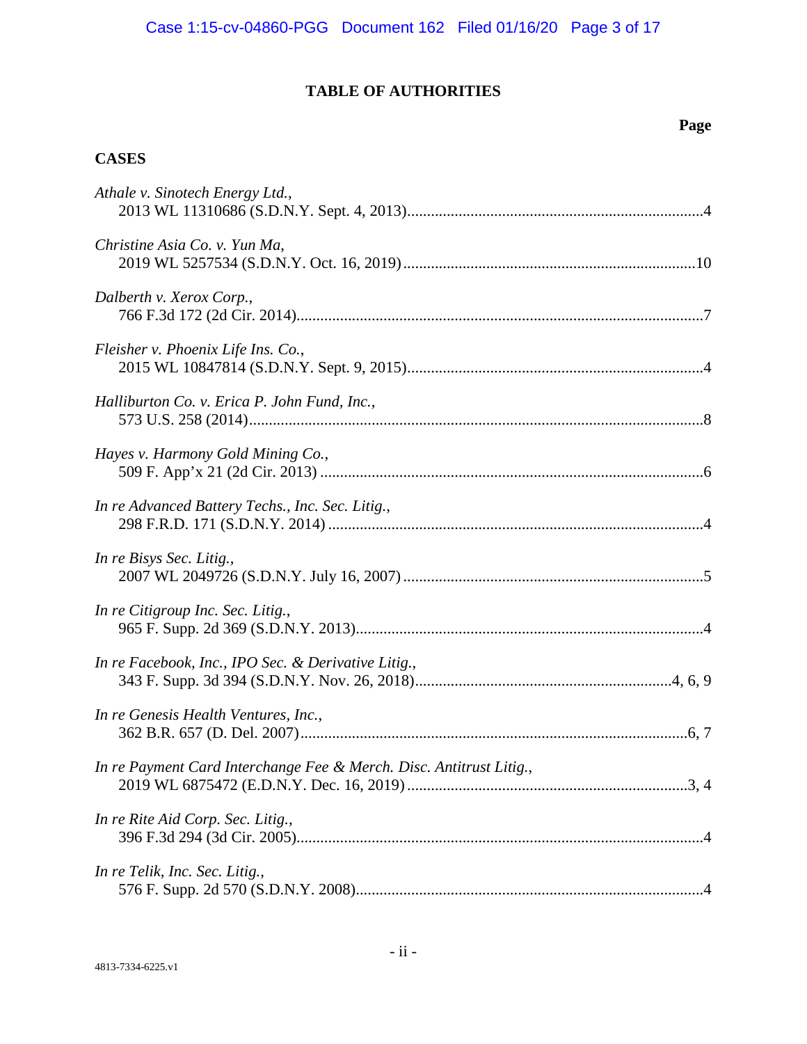# TABLE OF AUTHORITIES

**Page**

## CASES

*Athale v. Sinotech Energy Ltd.*,
2013 WL 11310686 (S.D.N.Y. Sept. 4, 2013)....................4

*Christine Asia Co. v. Yun Ma*,
2019 WL 5257534 (S.D.N.Y. Oct. 16, 2019)....................10

*Dalberth v. Xerox Corp.*,
766 F.3d 172 (2d Cir. 2014)....................7

*Fleisher v. Phoenix Life Ins. Co.*,
2015 WL 10847814 (S.D.N.Y. Sept. 9, 2015)....................4

*Halliburton Co. v. Erica P. John Fund, Inc.*,
573 U.S. 258 (2014)....................8

*Hayes v. Harmony Gold Mining Co.*,
509 F. App'x 21 (2d Cir. 2013)....................6

*In re Advanced Battery Techs., Inc. Sec. Litig.*,
298 F.R.D. 171 (S.D.N.Y. 2014)....................4

*In re Bisys Sec. Litig.*,
2007 WL 2049726 (S.D.N.Y. July 16, 2007)....................5

*In re Citigroup Inc. Sec. Litig.*,
965 F. Supp. 2d 369 (S.D.N.Y. 2013)....................4

*In re Facebook, Inc., IPO Sec. & Derivative Litig.*,
343 F. Supp. 3d 394 (S.D.N.Y. Nov. 26, 2018)....................4, 6, 9

*In re Genesis Health Ventures, Inc.*,
362 B.R. 657 (D. Del. 2007)....................6, 7

*In re Payment Card Interchange Fee & Merch. Disc. Antitrust Litig.*,
2019 WL 6875472 (E.D.N.Y. Dec. 16, 2019)....................3, 4

*In re Rite Aid Corp. Sec. Litig.*,
396 F.3d 294 (3d Cir. 2005)....................4

*In re Telik, Inc. Sec. Litig.*,
576 F. Supp. 2d 570 (S.D.N.Y. 2008)....................4

4813-7334-6225.v1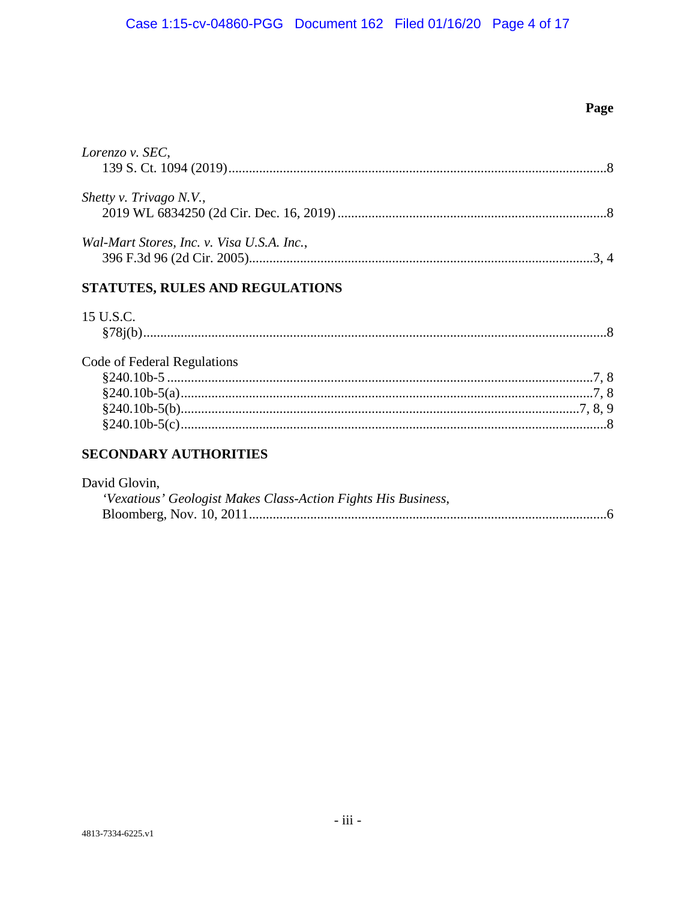**Page**

*Lorenzo v. SEC*,
139 S. Ct. 1094 (2019) ........................................................................................ 8

*Shetty v. Trivago N.V.*,
2019 WL 6834250 (2d Cir. Dec. 16, 2019) ........................................................ 8

*Wal-Mart Stores, Inc. v. Visa U.S.A. Inc.*,
396 F.3d 96 (2d Cir. 2005) ................................................................................ 3, 4

## STATUTES, RULES AND REGULATIONS

15 U.S.C.
§78j(b) ................................................................................................................ 8

Code of Federal Regulations
§240.10b-5 ........................................................................................................ 7, 8
§240.10b-5(a) .................................................................................................... 7, 8
§240.10b-5(b) .................................................................................................... 7, 8, 9
§240.10b-5(c) .................................................................................................... 8

## SECONDARY AUTHORITIES

David Glovin,
*'Vexatious' Geologist Makes Class-Action Fights His Business*,
Bloomberg, Nov. 10, 2011 ................................................................................ 6

4813-7334-6225.v1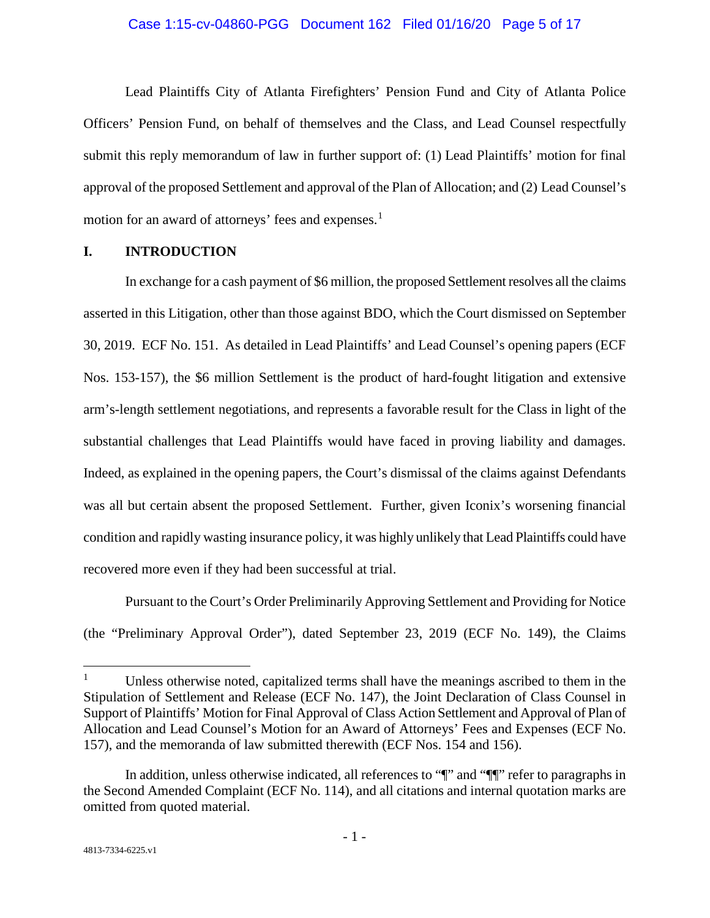Lead Plaintiffs City of Atlanta Firefighters' Pension Fund and City of Atlanta Police Officers' Pension Fund, on behalf of themselves and the Class, and Lead Counsel respectfully submit this reply memorandum of law in further support of: (1) Lead Plaintiffs' motion for final approval of the proposed Settlement and approval of the Plan of Allocation; and (2) Lead Counsel's motion for an award of attorneys' fees and expenses.[1]

## I. INTRODUCTION

In exchange for a cash payment of $6 million, the proposed Settlement resolves all the claims asserted in this Litigation, other than those against BDO, which the Court dismissed on September 30, 2019. ECF No. 151. As detailed in Lead Plaintiffs' and Lead Counsel's opening papers (ECF Nos. 153-157), the $6 million Settlement is the product of hard-fought litigation and extensive arm's-length settlement negotiations, and represents a favorable result for the Class in light of the substantial challenges that Lead Plaintiffs would have faced in proving liability and damages. Indeed, as explained in the opening papers, the Court's dismissal of the claims against Defendants was all but certain absent the proposed Settlement. Further, given Iconix's worsening financial condition and rapidly wasting insurance policy, it was highly unlikely that Lead Plaintiffs could have recovered more even if they had been successful at trial.

Pursuant to the Court's Order Preliminarily Approving Settlement and Providing for Notice (the "Preliminary Approval Order"), dated September 23, 2019 (ECF No. 149), the Claims

---

[1] Unless otherwise noted, capitalized terms shall have the meanings ascribed to them in the Stipulation of Settlement and Release (ECF No. 147), the Joint Declaration of Class Counsel in Support of Plaintiffs' Motion for Final Approval of Class Action Settlement and Approval of Plan of Allocation and Lead Counsel's Motion for an Award of Attorneys' Fees and Expenses (ECF No. 157), and the memoranda of law submitted therewith (ECF Nos. 154 and 156).

In addition, unless otherwise indicated, all references to "¶" and "¶¶" refer to paragraphs in the Second Amended Complaint (ECF No. 114), and all citations and internal quotation marks are omitted from quoted material.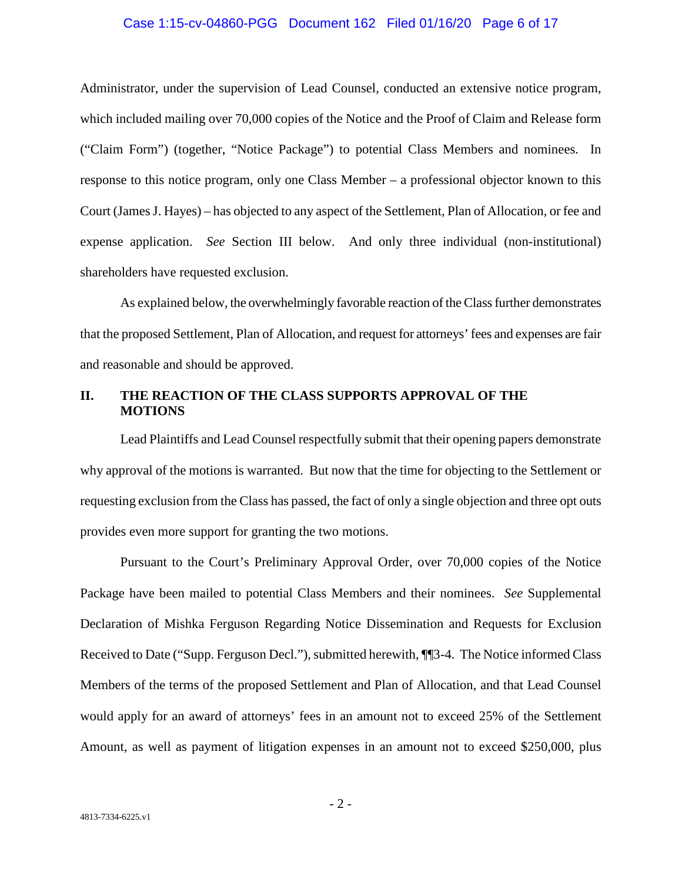Administrator, under the supervision of Lead Counsel, conducted an extensive notice program, which included mailing over 70,000 copies of the Notice and the Proof of Claim and Release form ("Claim Form") (together, "Notice Package") to potential Class Members and nominees. In response to this notice program, only one Class Member – a professional objector known to this Court (James J. Hayes) – has objected to any aspect of the Settlement, Plan of Allocation, or fee and expense application. *See* Section III below. And only three individual (non-institutional) shareholders have requested exclusion.

As explained below, the overwhelmingly favorable reaction of the Class further demonstrates that the proposed Settlement, Plan of Allocation, and request for attorneys' fees and expenses are fair and reasonable and should be approved.

## II. THE REACTION OF THE CLASS SUPPORTS APPROVAL OF THE MOTIONS

Lead Plaintiffs and Lead Counsel respectfully submit that their opening papers demonstrate why approval of the motions is warranted. But now that the time for objecting to the Settlement or requesting exclusion from the Class has passed, the fact of only a single objection and three opt outs provides even more support for granting the two motions.

Pursuant to the Court's Preliminary Approval Order, over 70,000 copies of the Notice Package have been mailed to potential Class Members and their nominees. *See* Supplemental Declaration of Mishka Ferguson Regarding Notice Dissemination and Requests for Exclusion Received to Date ("Supp. Ferguson Decl."), submitted herewith, ¶¶3-4. The Notice informed Class Members of the terms of the proposed Settlement and Plan of Allocation, and that Lead Counsel would apply for an award of attorneys' fees in an amount not to exceed 25% of the Settlement Amount, as well as payment of litigation expenses in an amount not to exceed $250,000, plus

4813-7334-6225.v1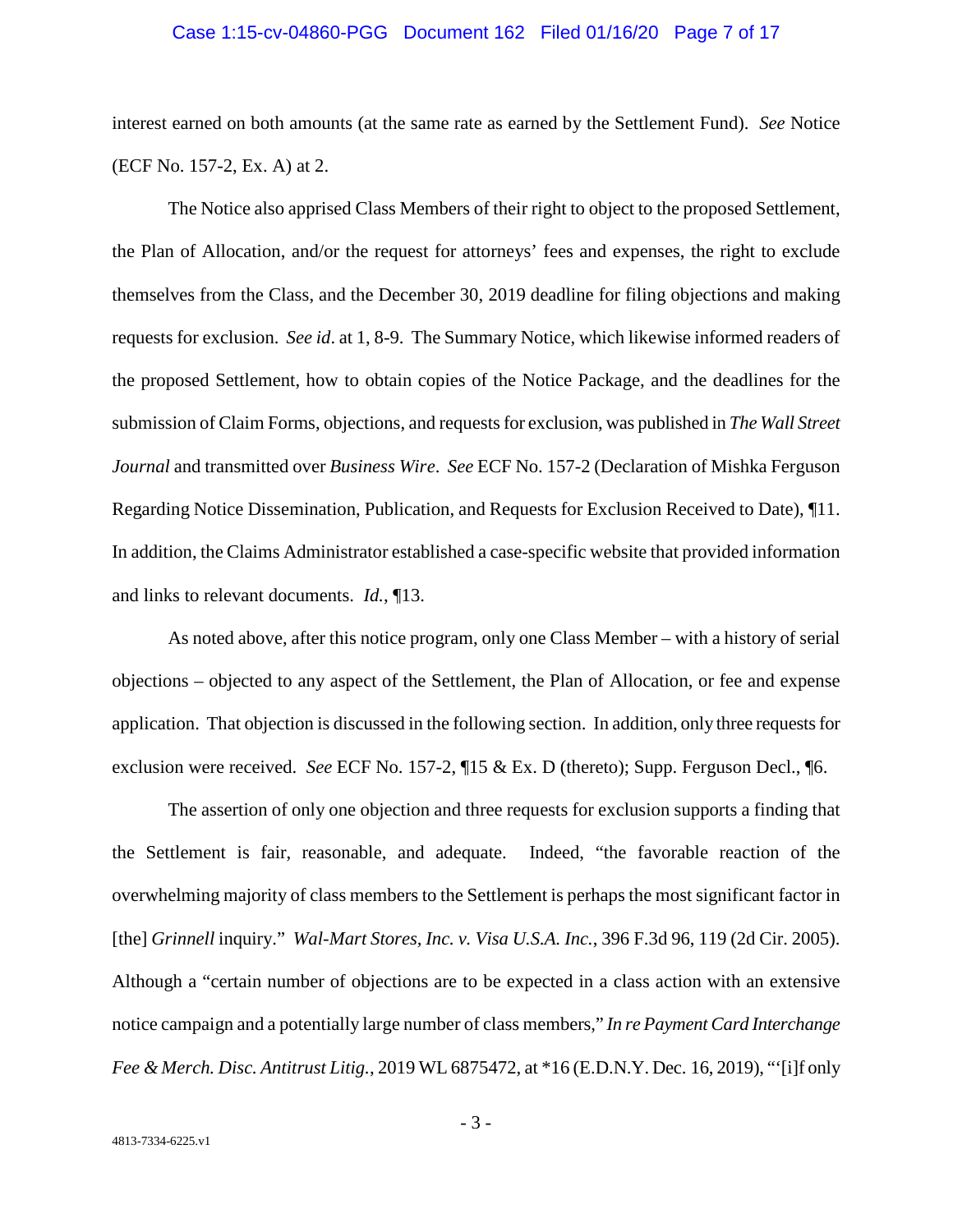interest earned on both amounts (at the same rate as earned by the Settlement Fund). *See* Notice (ECF No. 157-2, Ex. A) at 2.

The Notice also apprised Class Members of their right to object to the proposed Settlement, the Plan of Allocation, and/or the request for attorneys' fees and expenses, the right to exclude themselves from the Class, and the December 30, 2019 deadline for filing objections and making requests for exclusion. *See id*. at 1, 8-9. The Summary Notice, which likewise informed readers of the proposed Settlement, how to obtain copies of the Notice Package, and the deadlines for the submission of Claim Forms, objections, and requests for exclusion, was published in *The Wall Street Journal* and transmitted over *Business Wire*. *See* ECF No. 157-2 (Declaration of Mishka Ferguson Regarding Notice Dissemination, Publication, and Requests for Exclusion Received to Date), ¶11. In addition, the Claims Administrator established a case-specific website that provided information and links to relevant documents. *Id.*, ¶13.

As noted above, after this notice program, only one Class Member – with a history of serial objections – objected to any aspect of the Settlement, the Plan of Allocation, or fee and expense application. That objection is discussed in the following section. In addition, only three requests for exclusion were received. *See* ECF No. 157-2, ¶15 & Ex. D (thereto); Supp. Ferguson Decl., ¶6.

The assertion of only one objection and three requests for exclusion supports a finding that the Settlement is fair, reasonable, and adequate. Indeed, "the favorable reaction of the overwhelming majority of class members to the Settlement is perhaps the most significant factor in [the] *Grinnell* inquiry." *Wal-Mart Stores, Inc. v. Visa U.S.A. Inc.*, 396 F.3d 96, 119 (2d Cir. 2005). Although a "certain number of objections are to be expected in a class action with an extensive notice campaign and a potentially large number of class members," *In re Payment Card Interchange Fee & Merch. Disc. Antitrust Litig.*, 2019 WL 6875472, at *16 (E.D.N.Y. Dec. 16, 2019), "'[i]f only

4813-7334-6225.v1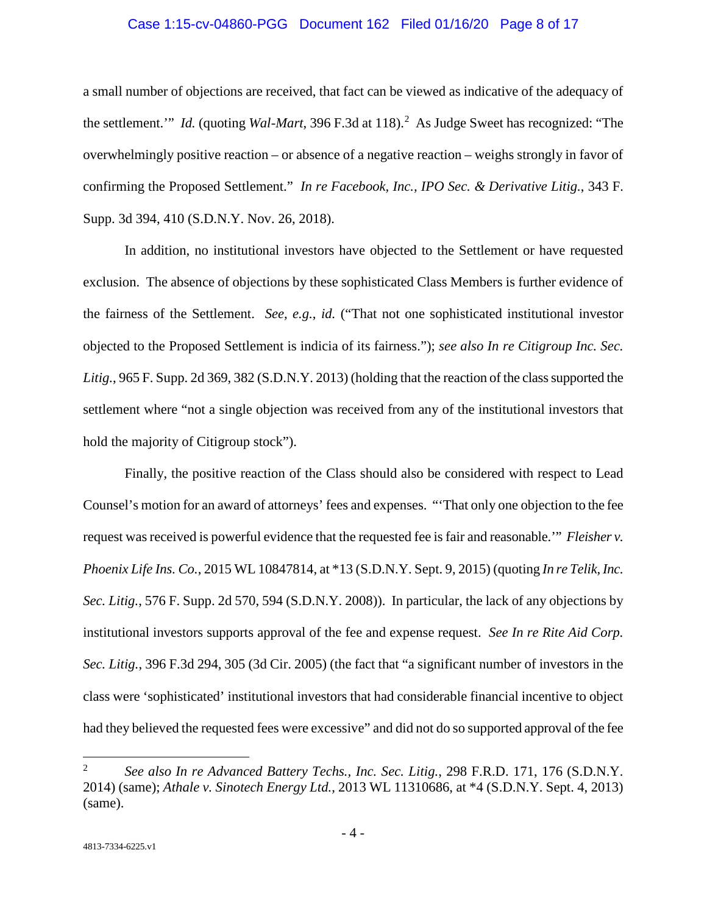a small number of objections are received, that fact can be viewed as indicative of the adequacy of the settlement.'" *Id.* (quoting *Wal-Mart*, 396 F.3d at 118).[2] As Judge Sweet has recognized: "The overwhelmingly positive reaction – or absence of a negative reaction – weighs strongly in favor of confirming the Proposed Settlement." *In re Facebook, Inc., IPO Sec. & Derivative Litig.*, 343 F. Supp. 3d 394, 410 (S.D.N.Y. Nov. 26, 2018).

In addition, no institutional investors have objected to the Settlement or have requested exclusion. The absence of objections by these sophisticated Class Members is further evidence of the fairness of the Settlement. *See, e.g.*, *id.* ("That not one sophisticated institutional investor objected to the Proposed Settlement is indicia of its fairness."); *see also In re Citigroup Inc. Sec. Litig.*, 965 F. Supp. 2d 369, 382 (S.D.N.Y. 2013) (holding that the reaction of the class supported the settlement where "not a single objection was received from any of the institutional investors that hold the majority of Citigroup stock").

Finally, the positive reaction of the Class should also be considered with respect to Lead Counsel's motion for an award of attorneys' fees and expenses. "'That only one objection to the fee request was received is powerful evidence that the requested fee is fair and reasonable.'" *Fleisher v. Phoenix Life Ins. Co.*, 2015 WL 10847814, at *13 (S.D.N.Y. Sept. 9, 2015) (quoting *In re Telik, Inc. Sec. Litig.*, 576 F. Supp. 2d 570, 594 (S.D.N.Y. 2008)). In particular, the lack of any objections by institutional investors supports approval of the fee and expense request. *See In re Rite Aid Corp. Sec. Litig.*, 396 F.3d 294, 305 (3d Cir. 2005) (the fact that "a significant number of investors in the class were 'sophisticated' institutional investors that had considerable financial incentive to object had they believed the requested fees were excessive" and did not do so supported approval of the fee

---

[2] *See also In re Advanced Battery Techs., Inc. Sec. Litig.*, 298 F.R.D. 171, 176 (S.D.N.Y. 2014) (same); *Athale v. Sinotech Energy Ltd.*, 2013 WL 11310686, at *4 (S.D.N.Y. Sept. 4, 2013) (same).

4813-7334-6225.v1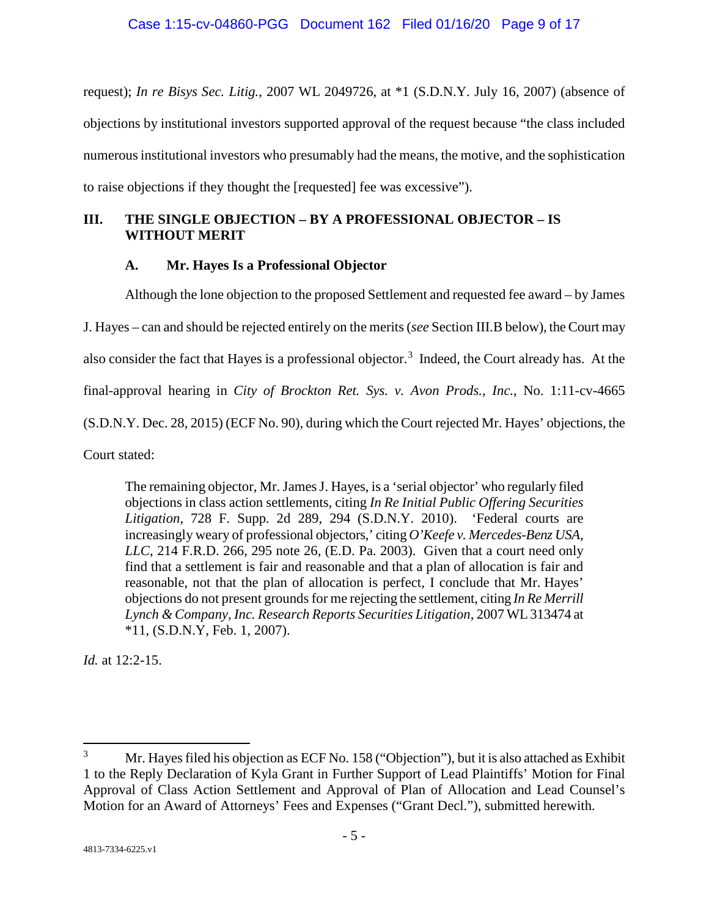request); *In re Bisys Sec. Litig.*, 2007 WL 2049726, at *1 (S.D.N.Y. July 16, 2007) (absence of objections by institutional investors supported approval of the request because "the class included numerous institutional investors who presumably had the means, the motive, and the sophistication to raise objections if they thought the [requested] fee was excessive").

## III. THE SINGLE OBJECTION – BY A PROFESSIONAL OBJECTOR – IS WITHOUT MERIT

### A. Mr. Hayes Is a Professional Objector

Although the lone objection to the proposed Settlement and requested fee award – by James J. Hayes – can and should be rejected entirely on the merits (*see* Section III.B below), the Court may also consider the fact that Hayes is a professional objector.[3] Indeed, the Court already has. At the final-approval hearing in *City of Brockton Ret. Sys. v. Avon Prods., Inc.*, No. 1:11-cv-4665 (S.D.N.Y. Dec. 28, 2015) (ECF No. 90), during which the Court rejected Mr. Hayes' objections, the Court stated:

> The remaining objector, Mr. James J. Hayes, is a 'serial objector' who regularly filed objections in class action settlements, citing *In Re Initial Public Offering Securities Litigation*, 728 F. Supp. 2d 289, 294 (S.D.N.Y. 2010). 'Federal courts are increasingly weary of professional objectors,' citing *O'Keefe v. Mercedes-Benz USA, LLC*, 214 F.R.D. 266, 295 note 26, (E.D. Pa. 2003). Given that a court need only find that a settlement is fair and reasonable and that a plan of allocation is fair and reasonable, not that the plan of allocation is perfect, I conclude that Mr. Hayes' objections do not present grounds for me rejecting the settlement, citing *In Re Merrill Lynch & Company, Inc. Research Reports Securities Litigation*, 2007 WL 313474 at *11, (S.D.N.Y, Feb. 1, 2007).

*Id.* at 12:2-15.

---

[3] Mr. Hayes filed his objection as ECF No. 158 ("Objection"), but it is also attached as Exhibit 1 to the Reply Declaration of Kyla Grant in Further Support of Lead Plaintiffs' Motion for Final Approval of Class Action Settlement and Approval of Plan of Allocation and Lead Counsel's Motion for an Award of Attorneys' Fees and Expenses ("Grant Decl."), submitted herewith.

4813-7334-6225.v1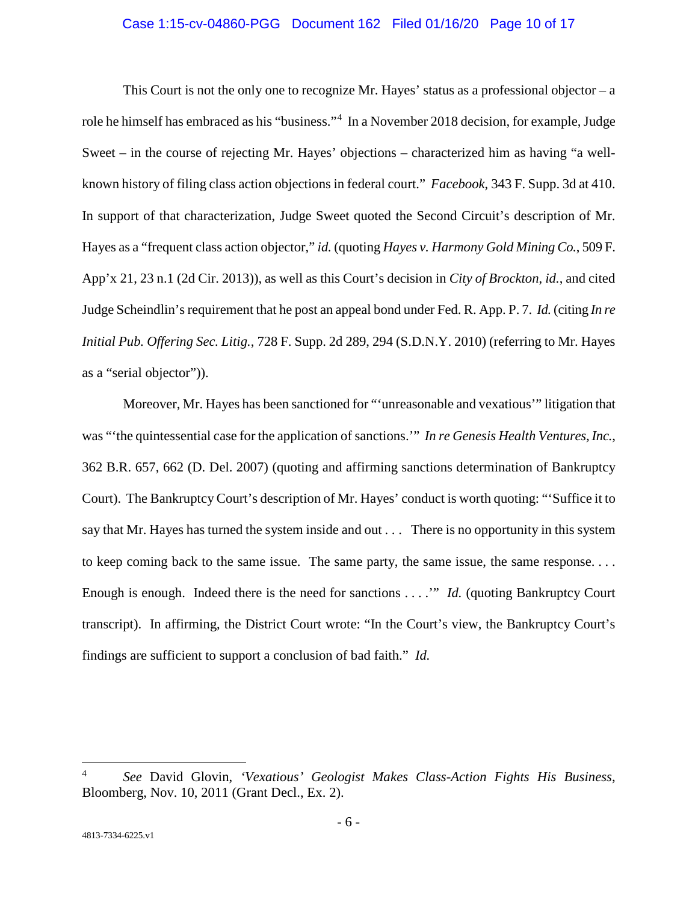This Court is not the only one to recognize Mr. Hayes' status as a professional objector – a role he himself has embraced as his "business."[4] In a November 2018 decision, for example, Judge Sweet – in the course of rejecting Mr. Hayes' objections – characterized him as having "a well-known history of filing class action objections in federal court." *Facebook*, 343 F. Supp. 3d at 410. In support of that characterization, Judge Sweet quoted the Second Circuit's description of Mr. Hayes as a "frequent class action objector," *id.* (quoting *Hayes v. Harmony Gold Mining Co.*, 509 F. App'x 21, 23 n.1 (2d Cir. 2013)), as well as this Court's decision in *City of Brockton*, *id.*, and cited Judge Scheindlin's requirement that he post an appeal bond under Fed. R. App. P. 7. *Id.* (citing *In re Initial Pub. Offering Sec. Litig.*, 728 F. Supp. 2d 289, 294 (S.D.N.Y. 2010) (referring to Mr. Hayes as a "serial objector")).

Moreover, Mr. Hayes has been sanctioned for "'unreasonable and vexatious'" litigation that was "'the quintessential case for the application of sanctions.'" *In re Genesis Health Ventures, Inc.*, 362 B.R. 657, 662 (D. Del. 2007) (quoting and affirming sanctions determination of Bankruptcy Court). The Bankruptcy Court's description of Mr. Hayes' conduct is worth quoting: "'Suffice it to say that Mr. Hayes has turned the system inside and out . . . There is no opportunity in this system to keep coming back to the same issue. The same party, the same issue, the same response. . . . Enough is enough. Indeed there is the need for sanctions . . . .'" *Id.* (quoting Bankruptcy Court transcript). In affirming, the District Court wrote: "In the Court's view, the Bankruptcy Court's findings are sufficient to support a conclusion of bad faith." *Id.*

---

[4] *See* David Glovin, *'Vexatious' Geologist Makes Class-Action Fights His Business*, Bloomberg, Nov. 10, 2011 (Grant Decl., Ex. 2).

4813-7334-6225.v1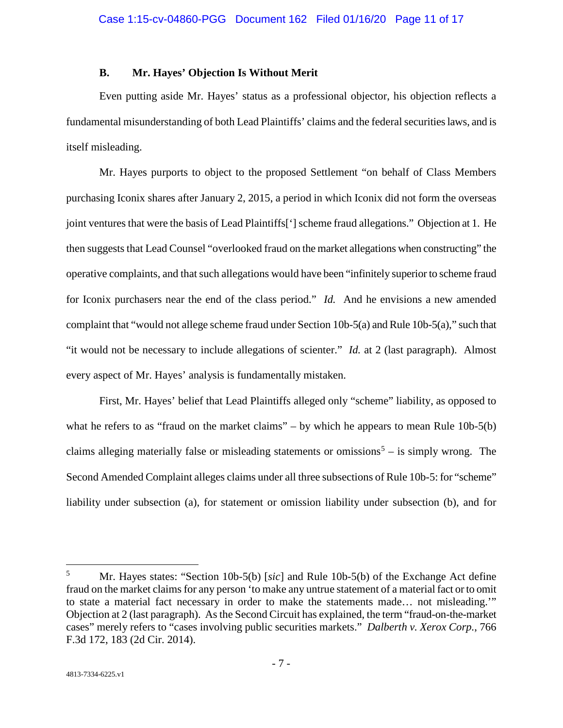### B. Mr. Hayes' Objection Is Without Merit

Even putting aside Mr. Hayes' status as a professional objector, his objection reflects a fundamental misunderstanding of both Lead Plaintiffs' claims and the federal securities laws, and is itself misleading.

Mr. Hayes purports to object to the proposed Settlement "on behalf of Class Members purchasing Iconix shares after January 2, 2015, a period in which Iconix did not form the overseas joint ventures that were the basis of Lead Plaintiffs['] scheme fraud allegations." Objection at 1. He then suggests that Lead Counsel "overlooked fraud on the market allegations when constructing" the operative complaints, and that such allegations would have been "infinitely superior to scheme fraud for Iconix purchasers near the end of the class period." *Id.* And he envisions a new amended complaint that "would not allege scheme fraud under Section 10b-5(a) and Rule 10b-5(a)," such that "it would not be necessary to include allegations of scienter." *Id.* at 2 (last paragraph). Almost every aspect of Mr. Hayes' analysis is fundamentally mistaken.

First, Mr. Hayes' belief that Lead Plaintiffs alleged only "scheme" liability, as opposed to what he refers to as "fraud on the market claims" – by which he appears to mean Rule 10b-5(b) claims alleging materially false or misleading statements or omissions[5] – is simply wrong. The Second Amended Complaint alleges claims under all three subsections of Rule 10b-5: for "scheme" liability under subsection (a), for statement or omission liability under subsection (b), and for

---

[5] Mr. Hayes states: "Section 10b-5(b) [*sic*] and Rule 10b-5(b) of the Exchange Act define fraud on the market claims for any person 'to make any untrue statement of a material fact or to omit to state a material fact necessary in order to make the statements made… not misleading.'" Objection at 2 (last paragraph). As the Second Circuit has explained, the term "fraud-on-the-market cases" merely refers to "cases involving public securities markets." *Dalberth v. Xerox Corp.*, 766 F.3d 172, 183 (2d Cir. 2014).

4813-7334-6225.v1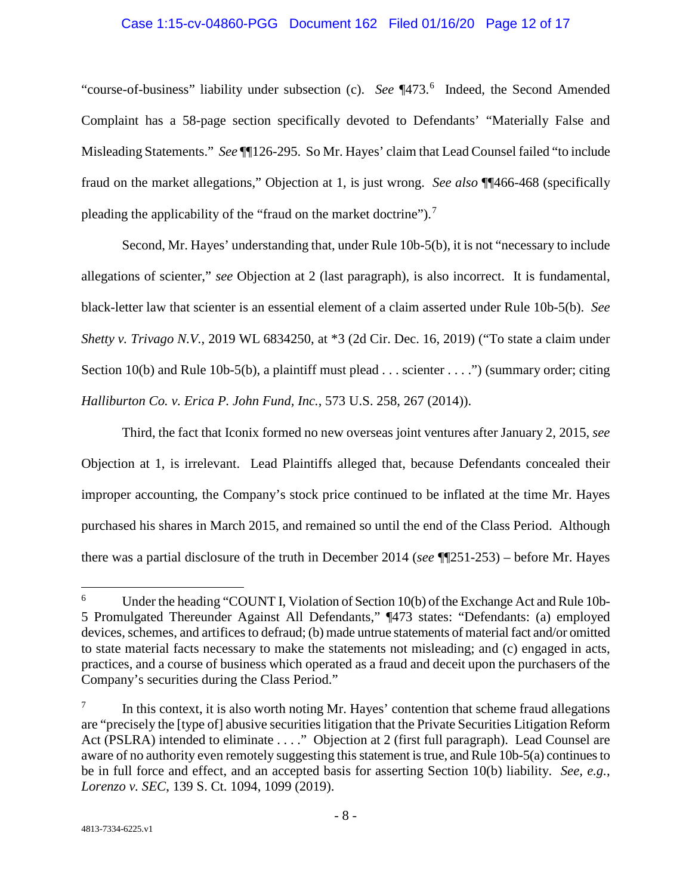"course-of-business" liability under subsection (c). *See* ¶473.[6] Indeed, the Second Amended Complaint has a 58-page section specifically devoted to Defendants' "Materially False and Misleading Statements." *See* ¶¶126-295. So Mr. Hayes' claim that Lead Counsel failed "to include fraud on the market allegations," Objection at 1, is just wrong. *See also* ¶¶466-468 (specifically pleading the applicability of the "fraud on the market doctrine").[7]

Second, Mr. Hayes' understanding that, under Rule 10b-5(b), it is not "necessary to include allegations of scienter," *see* Objection at 2 (last paragraph), is also incorrect. It is fundamental, black-letter law that scienter is an essential element of a claim asserted under Rule 10b-5(b). *See Shetty v. Trivago N.V.*, 2019 WL 6834250, at *3 (2d Cir. Dec. 16, 2019) ("To state a claim under Section 10(b) and Rule 10b-5(b), a plaintiff must plead . . . scienter . . . .") (summary order; citing *Halliburton Co. v. Erica P. John Fund, Inc.*, 573 U.S. 258, 267 (2014)).

Third, the fact that Iconix formed no new overseas joint ventures after January 2, 2015, *see* Objection at 1, is irrelevant. Lead Plaintiffs alleged that, because Defendants concealed their improper accounting, the Company's stock price continued to be inflated at the time Mr. Hayes purchased his shares in March 2015, and remained so until the end of the Class Period. Although there was a partial disclosure of the truth in December 2014 (*see* ¶¶251-253) – before Mr. Hayes

---

[6] Under the heading "COUNT I, Violation of Section 10(b) of the Exchange Act and Rule 10b-5 Promulgated Thereunder Against All Defendants," ¶473 states: "Defendants: (a) employed devices, schemes, and artifices to defraud; (b) made untrue statements of material fact and/or omitted to state material facts necessary to make the statements not misleading; and (c) engaged in acts, practices, and a course of business which operated as a fraud and deceit upon the purchasers of the Company's securities during the Class Period."

[7] In this context, it is also worth noting Mr. Hayes' contention that scheme fraud allegations are "precisely the [type of] abusive securities litigation that the Private Securities Litigation Reform Act (PSLRA) intended to eliminate . . . ." Objection at 2 (first full paragraph). Lead Counsel are aware of no authority even remotely suggesting this statement is true, and Rule 10b-5(a) continues to be in full force and effect, and an accepted basis for asserting Section 10(b) liability. *See, e.g.*, *Lorenzo v. SEC*, 139 S. Ct. 1094, 1099 (2019).

4813-7334-6225.v1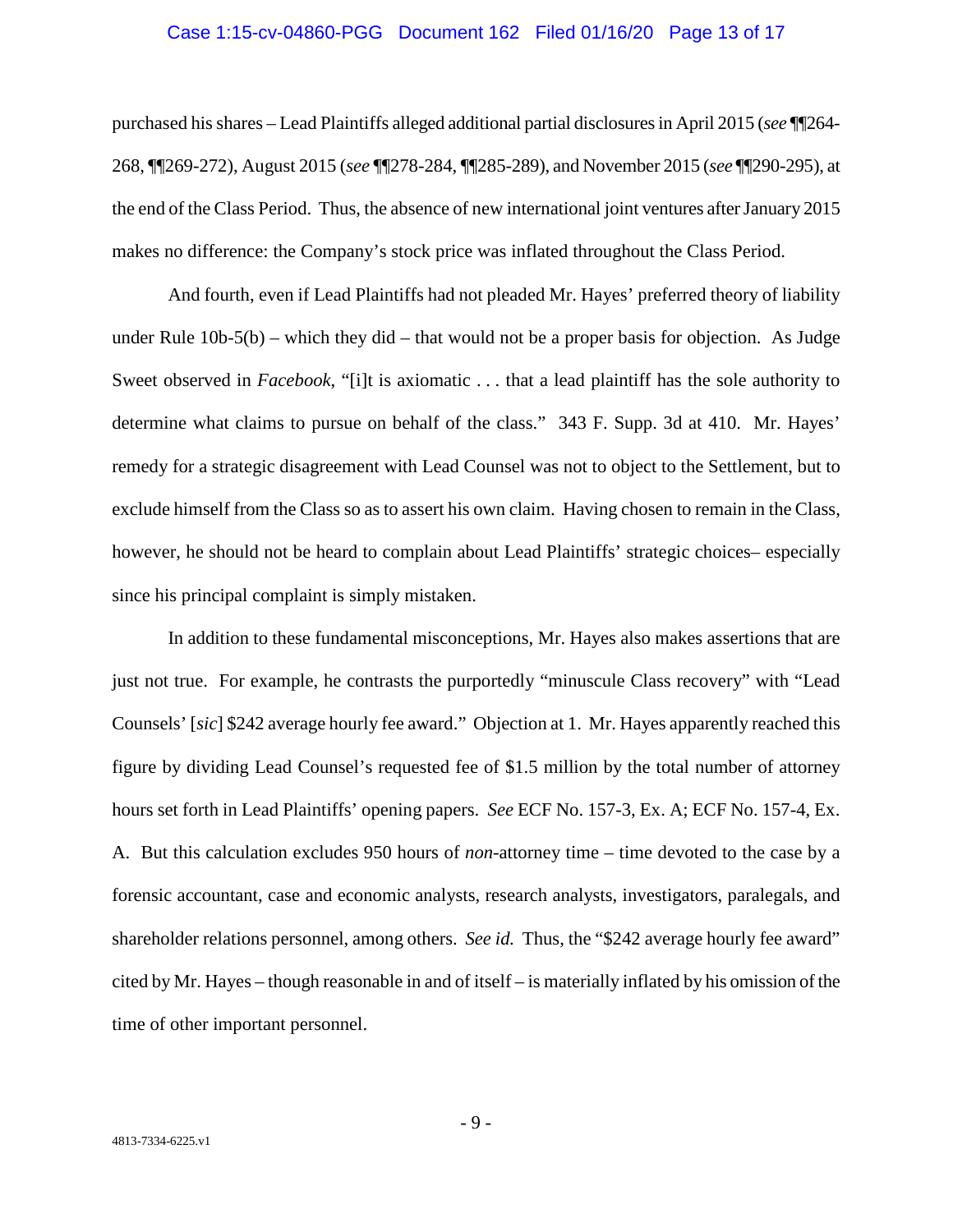purchased his shares – Lead Plaintiffs alleged additional partial disclosures in April 2015 (*see* ¶¶264-268, ¶¶269-272), August 2015 (*see* ¶¶278-284, ¶¶285-289), and November 2015 (*see* ¶¶290-295), at the end of the Class Period. Thus, the absence of new international joint ventures after January 2015 makes no difference: the Company's stock price was inflated throughout the Class Period.

And fourth, even if Lead Plaintiffs had not pleaded Mr. Hayes' preferred theory of liability under Rule 10b-5(b) – which they did – that would not be a proper basis for objection. As Judge Sweet observed in *Facebook*, "[i]t is axiomatic . . . that a lead plaintiff has the sole authority to determine what claims to pursue on behalf of the class." 343 F. Supp. 3d at 410. Mr. Hayes' remedy for a strategic disagreement with Lead Counsel was not to object to the Settlement, but to exclude himself from the Class so as to assert his own claim. Having chosen to remain in the Class, however, he should not be heard to complain about Lead Plaintiffs' strategic choices– especially since his principal complaint is simply mistaken.

In addition to these fundamental misconceptions, Mr. Hayes also makes assertions that are just not true. For example, he contrasts the purportedly "minuscule Class recovery" with "Lead Counsels' [*sic*] $242 average hourly fee award." Objection at 1. Mr. Hayes apparently reached this figure by dividing Lead Counsel's requested fee of $1.5 million by the total number of attorney hours set forth in Lead Plaintiffs' opening papers. *See* ECF No. 157-3, Ex. A; ECF No. 157-4, Ex. A. But this calculation excludes 950 hours of *non*-attorney time – time devoted to the case by a forensic accountant, case and economic analysts, research analysts, investigators, paralegals, and shareholder relations personnel, among others. *See id.* Thus, the "$242 average hourly fee award" cited by Mr. Hayes – though reasonable in and of itself – is materially inflated by his omission of the time of other important personnel.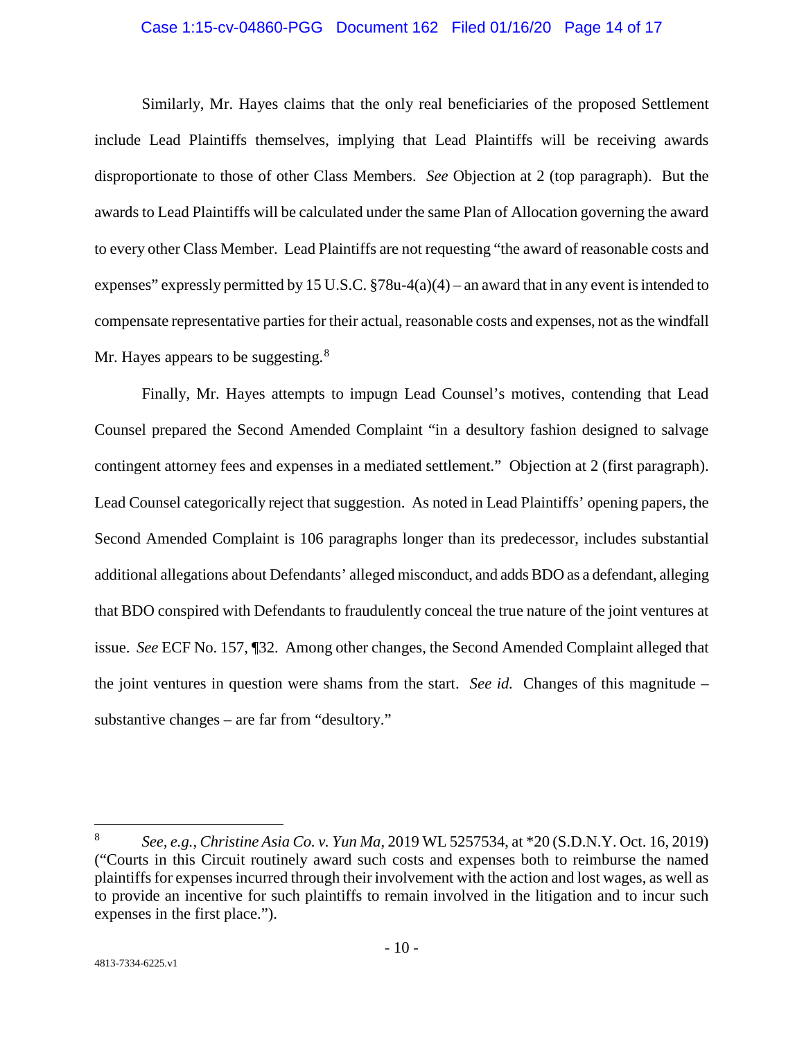Similarly, Mr. Hayes claims that the only real beneficiaries of the proposed Settlement include Lead Plaintiffs themselves, implying that Lead Plaintiffs will be receiving awards disproportionate to those of other Class Members. *See* Objection at 2 (top paragraph). But the awards to Lead Plaintiffs will be calculated under the same Plan of Allocation governing the award to every other Class Member. Lead Plaintiffs are not requesting "the award of reasonable costs and expenses" expressly permitted by 15 U.S.C. §78u-4(a)(4) – an award that in any event is intended to compensate representative parties for their actual, reasonable costs and expenses, not as the windfall Mr. Hayes appears to be suggesting.[8]

Finally, Mr. Hayes attempts to impugn Lead Counsel's motives, contending that Lead Counsel prepared the Second Amended Complaint "in a desultory fashion designed to salvage contingent attorney fees and expenses in a mediated settlement." Objection at 2 (first paragraph). Lead Counsel categorically reject that suggestion. As noted in Lead Plaintiffs' opening papers, the Second Amended Complaint is 106 paragraphs longer than its predecessor, includes substantial additional allegations about Defendants' alleged misconduct, and adds BDO as a defendant, alleging that BDO conspired with Defendants to fraudulently conceal the true nature of the joint ventures at issue. *See* ECF No. 157, ¶32. Among other changes, the Second Amended Complaint alleged that the joint ventures in question were shams from the start. *See id.* Changes of this magnitude – substantive changes – are far from "desultory."

---

[8] *See, e.g.*, *Christine Asia Co. v. Yun Ma*, 2019 WL 5257534, at *20 (S.D.N.Y. Oct. 16, 2019) ("Courts in this Circuit routinely award such costs and expenses both to reimburse the named plaintiffs for expenses incurred through their involvement with the action and lost wages, as well as to provide an incentive for such plaintiffs to remain involved in the litigation and to incur such expenses in the first place.").

4813-7334-6225.v1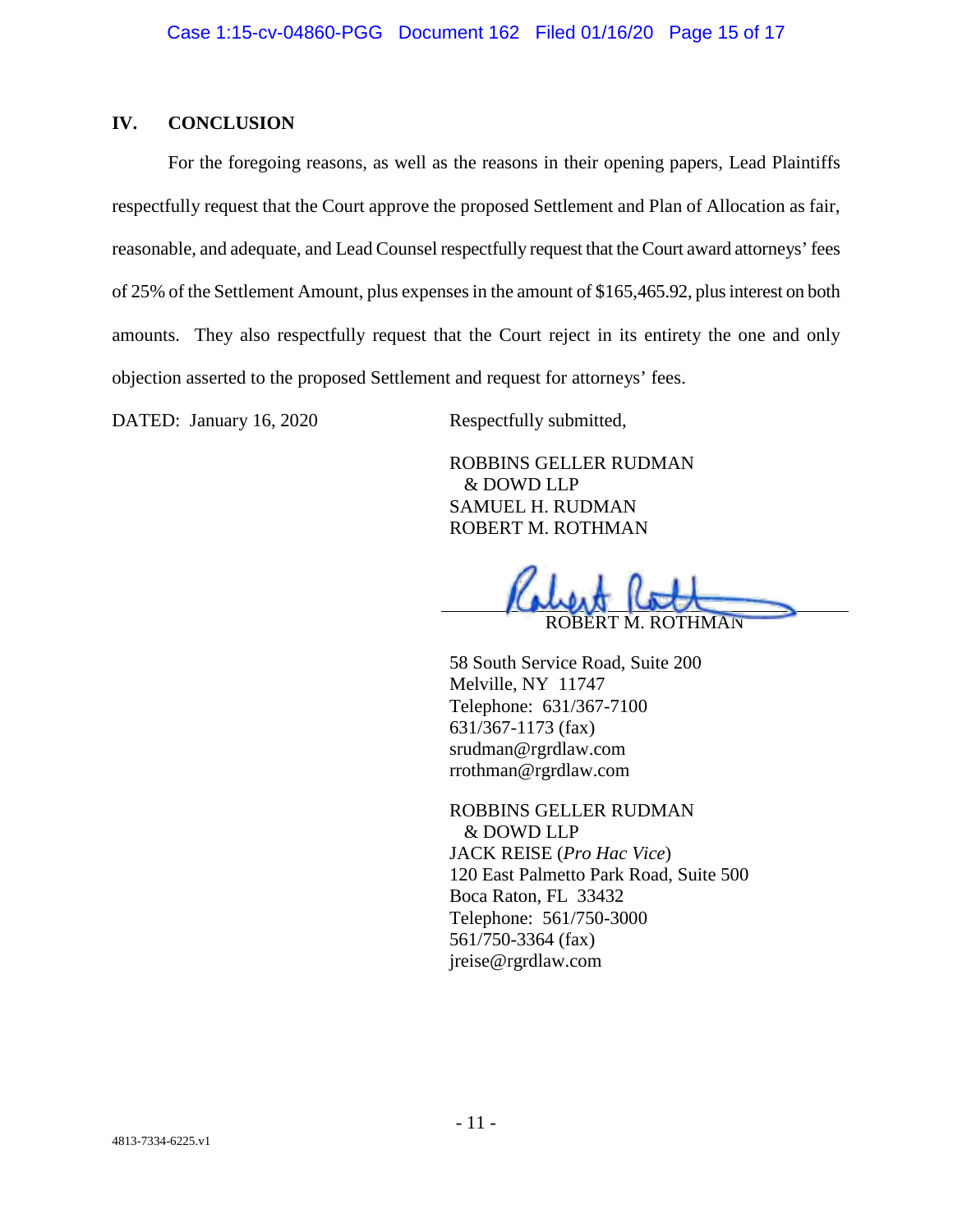## IV. CONCLUSION

For the foregoing reasons, as well as the reasons in their opening papers, Lead Plaintiffs respectfully request that the Court approve the proposed Settlement and Plan of Allocation as fair, reasonable, and adequate, and Lead Counsel respectfully request that the Court award attorneys' fees of 25% of the Settlement Amount, plus expenses in the amount of $165,465.92, plus interest on both amounts. They also respectfully request that the Court reject in its entirety the one and only objection asserted to the proposed Settlement and request for attorneys' fees.

DATED: January 16, 2020

Respectfully submitted,

ROBBINS GELLER RUDMAN
& DOWD LLP
SAMUEL H. RUDMAN
ROBERT M. ROTHMAN

ROBERT M. ROTHMAN

58 South Service Road, Suite 200
Melville, NY 11747
Telephone: 631/367-7100
631/367-1173 (fax)
srudman@rgrdlaw.com
rrothman@rgrdlaw.com

ROBBINS GELLER RUDMAN
& DOWD LLP
JACK REISE (*Pro Hac Vice*)
120 East Palmetto Park Road, Suite 500
Boca Raton, FL 33432
Telephone: 561/750-3000
561/750-3364 (fax)
jreise@rgrdlaw.com

4813-7334-6225.v1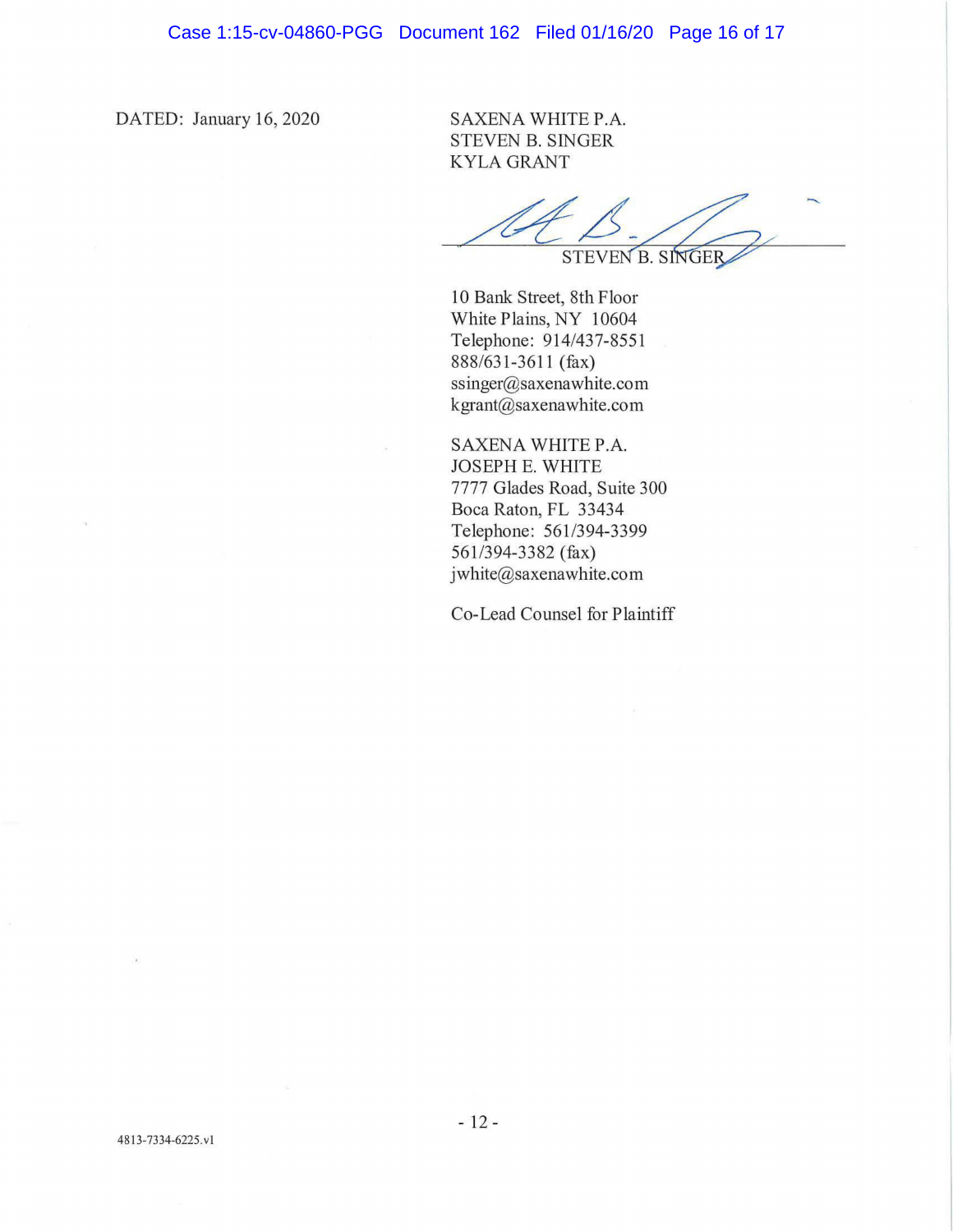DATED: January 16, 2020

SAXENA WHITE P.A.
STEVEN B. SINGER
KYLA GRANT

STEVEN B. SINGER

10 Bank Street, 8th Floor
White Plains, NY 10604
Telephone: 914/437-8551
888/631-3611 (fax)
ssinger@saxenawhite.com
kgrant@saxenawhite.com

SAXENA WHITE P.A.
JOSEPH E. WHITE
7777 Glades Road, Suite 300
Boca Raton, FL 33434
Telephone: 561/394-3399
561/394-3382 (fax)
jwhite@saxenawhite.com

Co-Lead Counsel for Plaintiff

4813-7334-6225.v1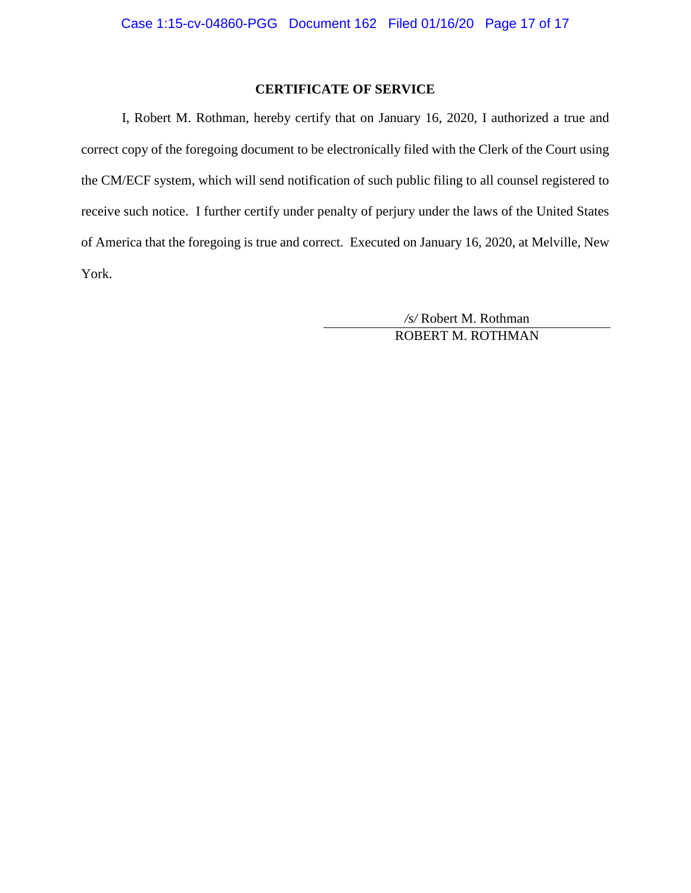## CERTIFICATE OF SERVICE

I, Robert M. Rothman, hereby certify that on January 16, 2020, I authorized a true and correct copy of the foregoing document to be electronically filed with the Clerk of the Court using the CM/ECF system, which will send notification of such public filing to all counsel registered to receive such notice. I further certify under penalty of perjury under the laws of the United States of America that the foregoing is true and correct. Executed on January 16, 2020, at Melville, New York.

*/s/* Robert M. Rothman
ROBERT M. ROTHMAN